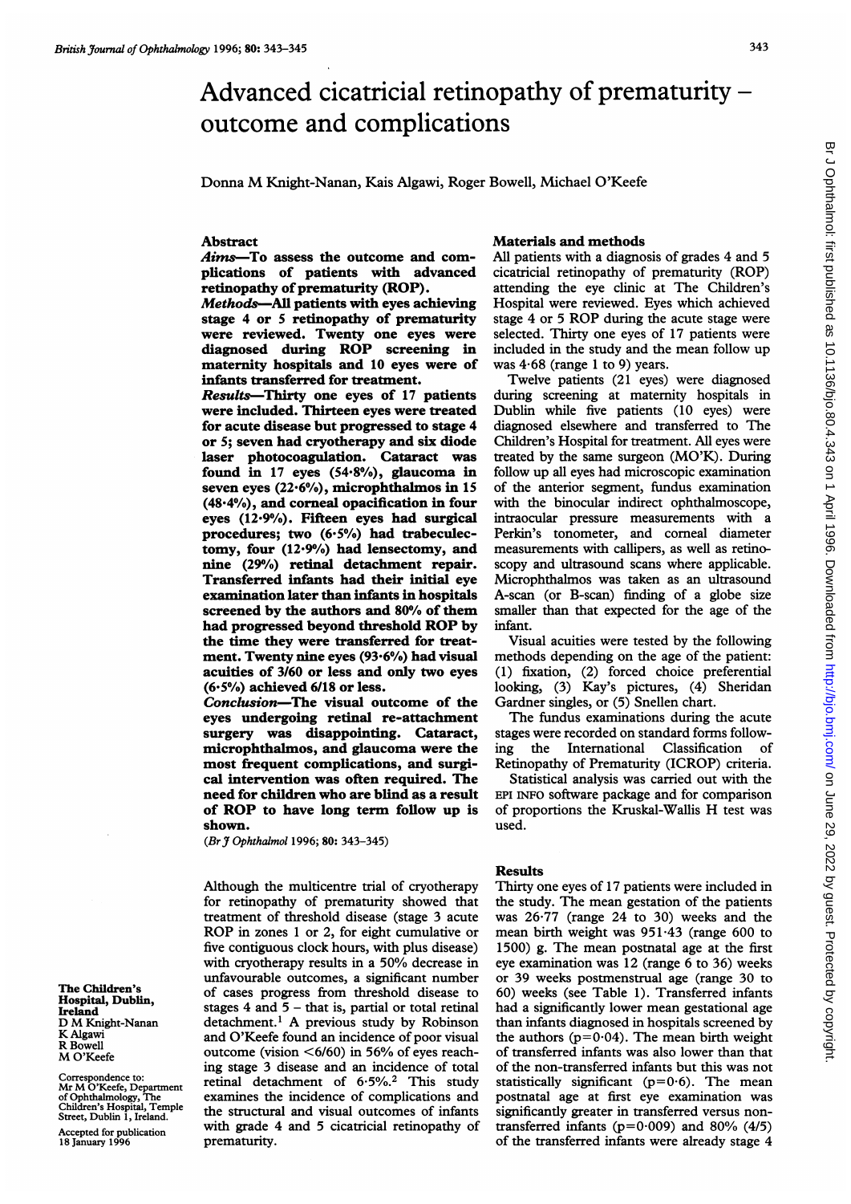# Advanced cicatricial retinopathy of prematurity – outcome and complications

Donna M Knight-Nanan, Kais Algawi, Roger Bowell, Michael O'Keefe

## Abstract

***Aims*—To assess the outcome and complications of patients with advanced retinopathy of prematurity (ROP).**

***Methods*—All patients with eyes achieving stage 4 or 5 retinopathy of prematurity were reviewed. Twenty one eyes were diagnosed during ROP screening in maternity hospitals and 10 eyes were of infants transferred for treatment.**

***Results*—Thirty one eyes of 17 patients were included. Thirteen eyes were treated for acute disease but progressed to stage 4 or 5; seven had cryotherapy and six diode laser photocoagulation. Cataract was found in 17 eyes (54·8%), glaucoma in seven eyes (22·6%), microphthalmos in 15 (48·4%), and corneal opacification in four eyes (12·9%). Fifteen eyes had surgical procedures; two (6·5%) had trabeculectomy, four (12·9%) had lensectomy, and nine (29%) retinal detachment repair. Transferred infants had their initial eye examination later than infants in hospitals screened by the authors and 80% of them had progressed beyond threshold ROP by the time they were transferred for treatment. Twenty nine eyes (93·6%) had visual acuities of 3/60 or less and only two eyes (6·5%) achieved 6/18 or less.**

***Conclusion*—The visual outcome of the eyes undergoing retinal re-attachment surgery was disappointing. Cataract, microphthalmos, and glaucoma were the most frequent complications, and surgical intervention was often required. The need for children who are blind as a result of ROP to have long term follow up is shown.**

(*Br J Ophthalmol* 1996; **80**: 343–345)

Although the multicentre trial of cryotherapy for retinopathy of prematurity showed that treatment of threshold disease (stage 3 acute ROP in zones 1 or 2, for eight cumulative or five contiguous clock hours, with plus disease) with cryotherapy results in a 50% decrease in unfavourable outcomes, a significant number of cases progress from threshold disease to stages 4 and 5 – that is, partial or total retinal detachment.[1] A previous study by Robinson and O'Keefe found an incidence of poor visual outcome (vision <6/60) in 56% of eyes reaching stage 3 disease and an incidence of total retinal detachment of 6·5%.[2] This study examines the incidence of complications and the structural and visual outcomes of infants with grade 4 and 5 cicatricial retinopathy of prematurity.

The Children's Hospital, Dublin, Ireland
D M Knight-Nanan
K Algawi
R Bowell
M O'Keefe

Correspondence to: Mr M O'Keefe, Department of Ophthalmology, The Children's Hospital, Temple Street, Dublin 1, Ireland.

Accepted for publication 18 January 1996

## Materials and methods

All patients with a diagnosis of grades 4 and 5 cicatricial retinopathy of prematurity (ROP) attending the eye clinic at The Children's Hospital were reviewed. Eyes which achieved stage 4 or 5 ROP during the acute stage were selected. Thirty one eyes of 17 patients were included in the study and the mean follow up was 4·68 (range 1 to 9) years.

Twelve patients (21 eyes) were diagnosed during screening at maternity hospitals in Dublin while five patients (10 eyes) were diagnosed elsewhere and transferred to The Children's Hospital for treatment. All eyes were treated by the same surgeon (MO'K). During follow up all eyes had microscopic examination of the anterior segment, fundus examination with the binocular indirect ophthalmoscope, intraocular pressure measurements with a Perkin's tonometer, and corneal diameter measurements with callipers, as well as retinoscopy and ultrasound scans where applicable. Microphthalmos was taken as an ultrasound A-scan (or B-scan) finding of a globe size smaller than that expected for the age of the infant.

Visual acuities were tested by the following methods depending on the age of the patient: (1) fixation, (2) forced choice preferential looking, (3) Kay's pictures, (4) Sheridan Gardner singles, or (5) Snellen chart.

The fundus examinations during the acute stages were recorded on standard forms following the International Classification of Retinopathy of Prematurity (ICROP) criteria.

Statistical analysis was carried out with the EPI INFO software package and for comparison of proportions the Kruskal-Wallis H test was used.

## Results

Thirty one eyes of 17 patients were included in the study. The mean gestation of the patients was 26·77 (range 24 to 30) weeks and the mean birth weight was 951·43 (range 600 to 1500) g. The mean postnatal age at the first eye examination was 12 (range 6 to 36) weeks or 39 weeks postmenstrual age (range 30 to 60) weeks (see Table 1). Transferred infants had a significantly lower mean gestational age than infants diagnosed in hospitals screened by the authors ($p=0·04$). The mean birth weight of transferred infants was also lower than that of the non-transferred infants but this was not statistically significant ($p=0·6$). The mean postnatal age at first eye examination was significantly greater in transferred versus non-transferred infants ($p=0·009$) and 80% (4/5) of the transferred infants were already stage 4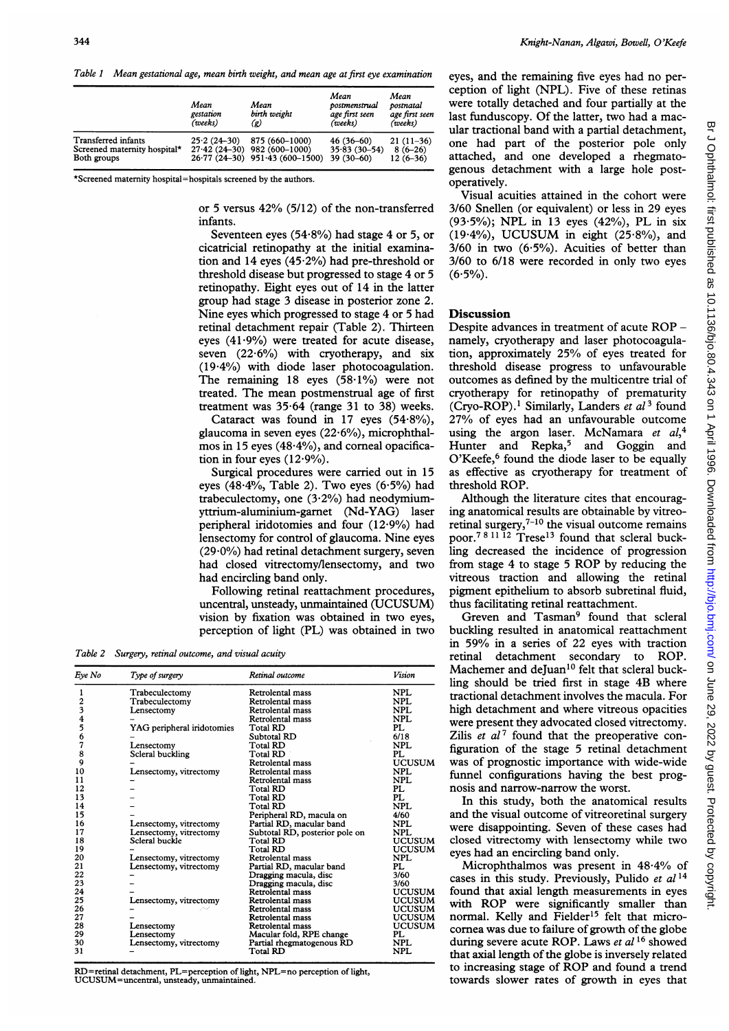Table 1 Mean gestational age, mean birth weight, and mean age at first eye examination

| | Mean gestation (weeks) | Mean birth weight (g) | Mean postmenstrual age first seen (weeks) | Mean postnatal age first seen (weeks) |
|---|---|---|---|---|
| Transferred infants | 25·2 (24–30) | 875 (660–1000) | 46 (36–60) | 21 (11–36) |
| Screened maternity hospital* | 27·42 (24–30) | 982 (600–1000) | 35·83 (30–54) | 8 (6–26) |
| Both groups | 26·77 (24–30) | 951·43 (600–1500) | 39 (30–60) | 12 (6–36) |

*Screened maternity hospital = hospitals screened by the authors.

or 5 versus 42% (5/12) of the non-transferred infants.

Seventeen eyes (54·8%) had stage 4 or 5, or cicatricial retinopathy at the initial examination and 14 eyes (45·2%) had pre-threshold or threshold disease but progressed to stage 4 or 5 retinopathy. Eight eyes out of 14 in the latter group had stage 3 disease in posterior zone 2. Nine eyes which progressed to stage 4 or 5 had retinal detachment repair (Table 2). Thirteen eyes (41·9%) were treated for acute disease, seven (22·6%) with cryotherapy, and six (19·4%) with diode laser photocoagulation. The remaining 18 eyes (58·1%) were not treated. The mean postmenstrual age of first treatment was 35·64 (range 31 to 38) weeks.

Cataract was found in 17 eyes (54·8%), glaucoma in seven eyes (22·6%), microphthalmos in 15 eyes (48·4%), and corneal opacification in four eyes (12·9%).

Surgical procedures were carried out in 15 eyes (48·4%, Table 2). Two eyes (6·5%) had trabeculectomy, one (3·2%) had neodymium-yttrium-aluminium-garnet (Nd-YAG) laser peripheral iridotomies and four (12·9%) had lensectomy for control of glaucoma. Nine eyes (29·0%) had retinal detachment surgery, seven had closed vitrectomy/lensectomy, and two had encircling band only.

Following retinal reattachment procedures, uncentral, unsteady, unmaintained (UCUSUM) vision by fixation was obtained in two eyes, perception of light (PL) was obtained in two eyes, and the remaining five eyes had no perception of light (NPL). Five of these retinas were totally detached and four partially at the last funduscopy. Of the latter, two had a macular tractional band with a partial detachment, one had part of the posterior pole only attached, and one developed a rhegmatogenous detachment with a large hole postoperatively.

Visual acuities attained in the cohort were 3/60 Snellen (or equivalent) or less in 29 eyes (93·5%); NPL in 13 eyes (42%), PL in six (19·4%), UCUSUM in eight (25·8%), and 3/60 in two (6·5%). Acuities of better than 3/60 to 6/18 were recorded in only two eyes (6·5%).

Table 2 Surgery, retinal outcome, and visual acuity

| Eye No | Type of surgery | Retinal outcome | Vision |
|---|---|---|---|
| 1 | Trabeculectomy | Retrolental mass | NPL |
| 2 | Trabeculectomy | Retrolental mass | NPL |
| 3 | Lensectomy | Retrolental mass | NPL |
| 4 | – | Retrolental mass | NPL |
| 5 | YAG peripheral iridotomies | Total RD | PL |
| 6 | – | Subtotal RD | 6/18 |
| 7 | Lensectomy | Total RD | NPL |
| 8 | Scleral buckling | Total RD | PL |
| 9 | – | Retrolental mass | UCUSUM |
| 10 | Lensectomy, vitrectomy | Retrolental mass | NPL |
| 11 | – | Retrolental mass | NPL |
| 12 | – | Total RD | PL |
| 13 | – | Total RD | PL |
| 14 | – | Total RD | NPL |
| 15 | – | Peripheral RD, macula on | 4/60 |
| 16 | Lensectomy, vitrectomy | Partial RD, macular band | NPL |
| 17 | Lensectomy, vitrectomy | Subtotal RD, posterior pole on | NPL |
| 18 | Scleral buckle | Total RD | UCUSUM |
| 19 | – | Total RD | UCUSUM |
| 20 | Lensectomy, vitrectomy | Retrolental mass | NPL |
| 21 | Lensectomy, vitrectomy | Partial RD, macular band | PL |
| 22 | – | Dragging macula, disc | 3/60 |
| 23 | – | Dragging macula, disc | 3/60 |
| 24 | – | Retrolental mass | UCUSUM |
| 25 | Lensectomy, vitrectomy | Retrolental mass | UCUSUM |
| 26 | – | Retrolental mass | UCUSUM |
| 27 | – | Retrolental mass | UCUSUM |
| 28 | Lensectomy | Retrolental mass | UCUSUM |
| 29 | Lensectomy | Macular fold, RPE change | PL |
| 30 | Lensectomy, vitrectomy | Partial rhegmatogenous RD | NPL |
| 31 | – | Total RD | NPL |

RD=retinal detachment, PL=perception of light, NPL=no perception of light, UCUSUM=uncentral, unsteady, unmaintained.

## Discussion

Despite advances in treatment of acute ROP – namely, cryotherapy and laser photocoagulation, approximately 25% of eyes treated for threshold disease progress to unfavourable outcomes as defined by the multicentre trial of cryotherapy for retinopathy of prematurity (Cryo-ROP).[1] Similarly, Landers *et al*[3] found 27% of eyes had an unfavourable outcome using the argon laser. McNamara *et al*,[4] Hunter and Repka,[5] and Goggin and O'Keefe,[6] found the diode laser to be equally as effective as cryotherapy for treatment of threshold ROP.

Although the literature cites that encouraging anatomical results are obtainable by vitreoretinal surgery,[7–10] the visual outcome remains poor.[7 8 11 12] Trese[13] found that scleral buckling decreased the incidence of progression from stage 4 to stage 5 ROP by reducing the vitreous traction and allowing the retinal pigment epithelium to absorb subretinal fluid, thus facilitating retinal reattachment.

Greven and Tasman[9] found that scleral buckling resulted in anatomical reattachment in 59% in a series of 22 eyes with traction retinal detachment secondary to ROP. Machemer and deJuan[10] felt that scleral buckling should be tried first in stage 4B where tractional detachment involves the macula. For high detachment and where vitreous opacities were present they advocated closed vitrectomy. Zilis *et al*[7] found that the preoperative configuration of the stage 5 retinal detachment was of prognostic importance with wide-wide funnel configurations having the best prognosis and narrow-narrow the worst.

In this study, both the anatomical results and the visual outcome of vitreoretinal surgery were disappointing. Seven of these cases had closed vitrectomy with lensectomy while two eyes had an encircling band only.

Microphthalmos was present in 48·4% of cases in this study. Previously, Pulido *et al*[14] found that axial length measurements in eyes with ROP were significantly smaller than normal. Kelly and Fielder[15] felt that microcornea was due to failure of growth of the globe during severe acute ROP. Laws *et al*[16] showed that axial length of the globe is inversely related to increasing stage of ROP and found a trend towards slower rates of growth in eyes that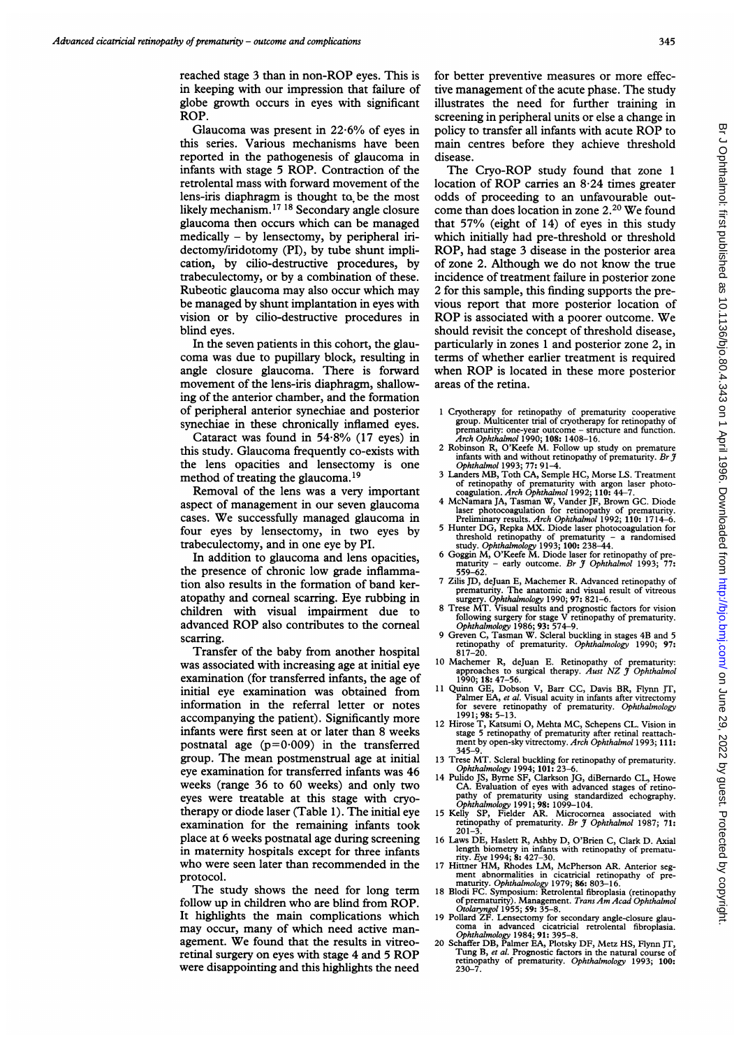reached stage 3 than in non-ROP eyes. This is in keeping with our impression that failure of globe growth occurs in eyes with significant ROP.

Glaucoma was present in 22·6% of eyes in this series. Various mechanisms have been reported in the pathogenesis of glaucoma in infants with stage 5 ROP. Contraction of the retrolental mass with forward movement of the lens-iris diaphragm is thought to be the most likely mechanism.[17 18] Secondary angle closure glaucoma then occurs which can be managed medically – by lensectomy, by peripheral iridectomy/iridotomy (PI), by tube shunt implication, by cilio-destructive procedures, by trabeculectomy, or by a combination of these. Rubeotic glaucoma may also occur which may be managed by shunt implantation in eyes with vision or by cilio-destructive procedures in blind eyes.

In the seven patients in this cohort, the glaucoma was due to pupillary block, resulting in angle closure glaucoma. There is forward movement of the lens-iris diaphragm, shallowing of the anterior chamber, and the formation of peripheral anterior synechiae and posterior synechiae in these chronically inflamed eyes.

Cataract was found in 54·8% (17 eyes) in this study. Glaucoma frequently co-exists with the lens opacities and lensectomy is one method of treating the glaucoma.[19]

Removal of the lens was a very important aspect of management in our seven glaucoma cases. We successfully managed glaucoma in four eyes by lensectomy, in two eyes by trabeculectomy, and in one eye by PI.

In addition to glaucoma and lens opacities, the presence of chronic low grade inflammation also results in the formation of band keratopathy and corneal scarring. Eye rubbing in children with visual impairment due to advanced ROP also contributes to the corneal scarring.

Transfer of the baby from another hospital was associated with increasing age at initial eye examination (for transferred infants, the age of initial eye examination was obtained from information in the referral letter or notes accompanying the patient). Significantly more infants were first seen at or later than 8 weeks postnatal age ($p=0·009$) in the transferred group. The mean postmenstrual age at initial eye examination for transferred infants was 46 weeks (range 36 to 60 weeks) and only two eyes were treatable at this stage with cryotherapy or diode laser (Table 1). The initial eye examination for the remaining infants took place at 6 weeks postnatal age during screening in maternity hospitals except for three infants who were seen later than recommended in the protocol.

The study shows the need for long term follow up in children who are blind from ROP. It highlights the main complications which may occur, many of which need active management. We found that the results in vitreoretinal surgery on eyes with stage 4 and 5 ROP were disappointing and this highlights the need for better preventive measures or more effective management of the acute phase. The study illustrates the need for further training in screening in peripheral units or else a change in policy to transfer all infants with acute ROP to main centres before they achieve threshold disease.

The Cryo-ROP study found that zone 1 location of ROP carries an 8·24 times greater odds of proceeding to an unfavourable outcome than does location in zone 2.[20] We found that 57% (eight of 14) of eyes in this study which initially had pre-threshold or threshold ROP, had stage 3 disease in the posterior area of zone 2. Although we do not know the true incidence of treatment failure in posterior zone 2 for this sample, this finding supports the previous report that more posterior location of ROP is associated with a poorer outcome. We should revisit the concept of threshold disease, particularly in zones 1 and posterior zone 2, in terms of whether earlier treatment is required when ROP is located in these more posterior areas of the retina.

1. Cryotherapy for retinopathy of prematurity cooperative group. Multicenter trial of cryotherapy for retinopathy of prematurity: one-year outcome – structure and function. *Arch Ophthalmol* 1990; **108:** 1408–16.
2. Robinson R, O'Keefe M. Follow up study on premature infants with and without retinopathy of prematurity. *Br J Ophthalmol* 1993; **77:** 91–4.
3. Landers MB, Toth CA, Semple HC, Morse LS. Treatment of retinopathy of prematurity with argon laser photocoagulation. *Arch Ophthalmol* 1992; **110:** 44–7.
4. McNamara JA, Tasman W, Vander JF, Brown GC. Diode laser photocoagulation for retinopathy of prematurity. Preliminary results. *Arch Ophthalmol* 1992; **110:** 1714–6.
5. Hunter DG, Repka MX. Diode laser photocoagulation for threshold retinopathy of prematurity – a randomised study. *Ophthalmology* 1993; **100:** 238–44.
6. Goggin M, O'Keefe M. Diode laser for retinopathy of prematurity – early outcome. *Br J Ophthalmol* 1993; **77:** 559–62.
7. Zilis JD, deJuan E, Machemer R. Advanced retinopathy of prematurity. The anatomic and visual result of vitreous surgery. *Ophthalmology* 1990; **97:** 821–6.
8. Trese MT. Visual results and prognostic factors for vision following surgery for stage V retinopathy of prematurity. *Ophthalmology* 1986; **93:** 574–9.
9. Greven C, Tasman W. Scleral buckling in stages 4B and 5 retinopathy of prematurity. *Ophthalmology* 1990; **97:** 817–20.
10. Machemer R, deJuan E. Retinopathy of prematurity: approaches to surgical therapy. *Aust NZ J Ophthalmol* 1990; **18:** 47–56.
11. Quinn GE, Dobson V, Barr CC, Davis BR, Flynn JT, Palmer EA, *et al.* Visual acuity in infants after vitrectomy for severe retinopathy of prematurity. *Ophthalmology* 1991; **98:** 5–13.
12. Hirose T, Katsumi O, Mehta MC, Schepens CL. Vision in stage 5 retinopathy of prematurity after retinal reattachment by open-sky vitrectomy. *Arch Ophthalmol* 1993; **111:** 345–9.
13. Trese MT. Scleral buckling for retinopathy of prematurity. *Ophthalmology* 1994; **101:** 23–6.
14. Pulido JS, Byrne SF, Clarkson JG, diBernardo CL, Howe CA. Evaluation of eyes with advanced stages of retinopathy of prematurity using standardized echography. *Ophthalmology* 1991; **98:** 1099–104.
15. Kelly SP, Fielder AR. Microcornea associated with retinopathy of prematurity. *Br J Ophthalmol* 1987; **71:** 201–3.
16. Laws DE, Haslett R, Ashby D, O'Brien C, Clark D. Axial length biometry in infants with retinopathy of prematurity. *Eye* 1994; **8:** 427–30.
17. Hittner HM, Rhodes LM, McPherson AR. Anterior segment abnormalities in cicatricial retinopathy of prematurity. *Ophthalmology* 1979; **86:** 803–16.
18. Blodi FC. Symposium: Retrolental fibroplasia (retinopathy of prematurity). Management. *Trans Am Acad Ophthalmol Otolaryngol* 1955; **59:** 35–8.
19. Pollard ZF. Lensectomy for secondary angle-closure glaucoma in advanced cicatricial retrolental fibroplasia. *Ophthalmology* 1984; **91:** 395–8.
20. Schaffer DB, Palmer EA, Plotsky DF, Metz HS, Flynn JT, Tung B, *et al.* Prognostic factors in the natural course of retinopathy of prematurity. *Ophthalmology* 1993; **100:** 230–7.